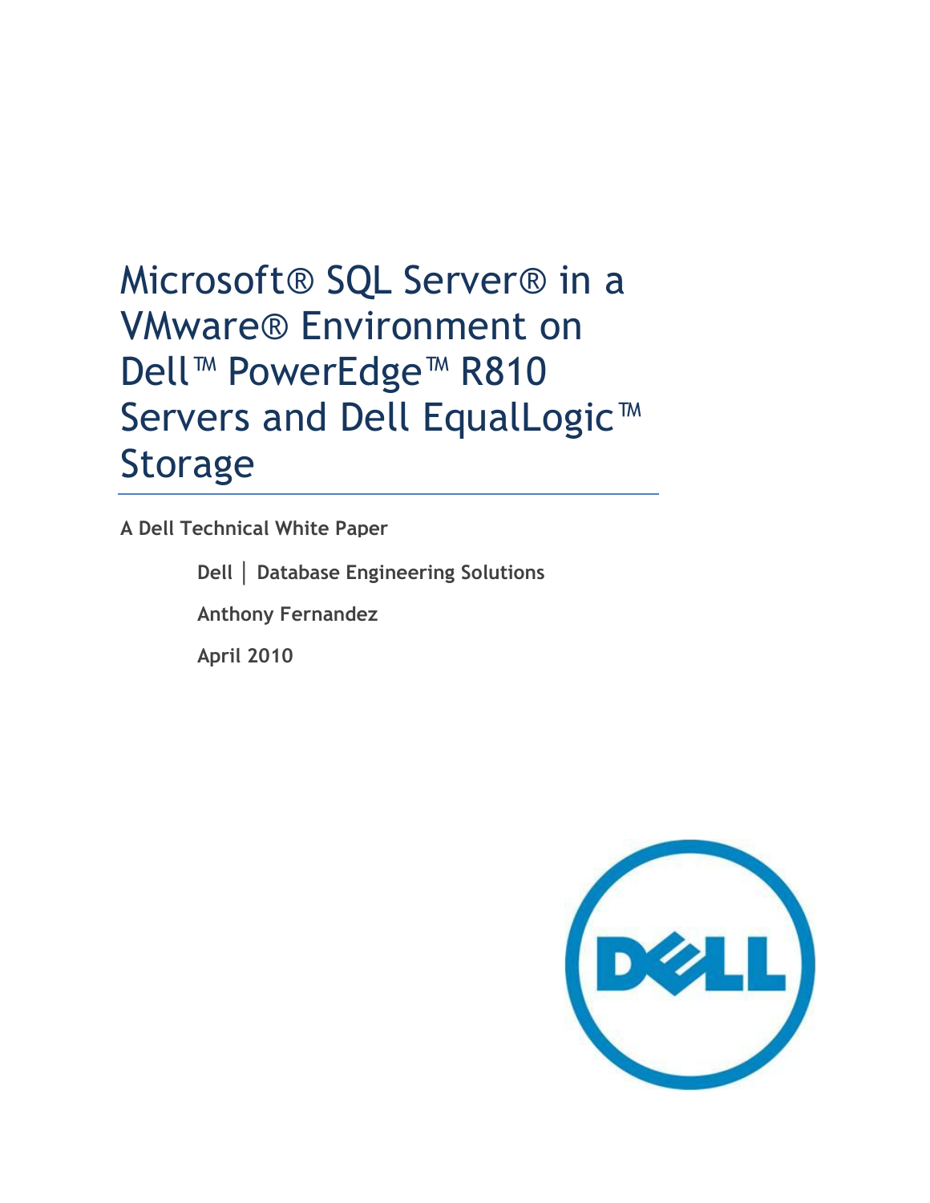# Microsoft® SQL Server® in a VMware® Environment on Dell™ PowerEdge™ R810 Servers and Dell EqualLogic™ Storage

**A Dell Technical White Paper**

**Dell │ Database Engineering Solutions**

**Anthony Fernandez**

**April 2010**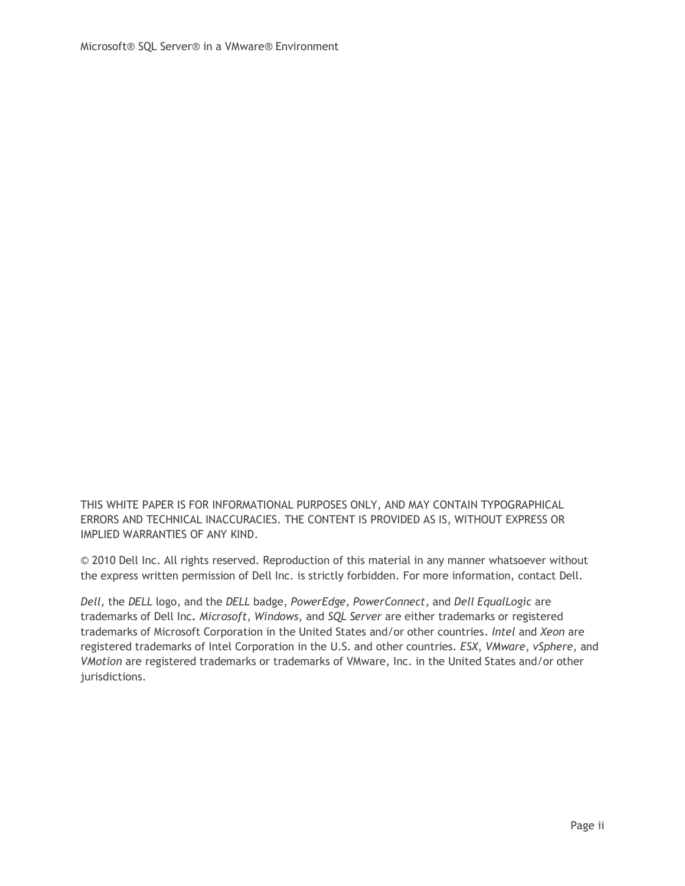THIS WHITE PAPER IS FOR INFORMATIONAL PURPOSES ONLY, AND MAY CONTAIN TYPOGRAPHICAL ERRORS AND TECHNICAL INACCURACIES. THE CONTENT IS PROVIDED AS IS, WITHOUT EXPRESS OR IMPLIED WARRANTIES OF ANY KIND.

© 2010 Dell Inc. All rights reserved. Reproduction of this material in any manner whatsoever without the express written permission of Dell Inc. is strictly forbidden. For more information, contact Dell.

*Dell*, the *DELL* logo, and the *DELL* badge, *PowerEdge, PowerConnect*, and *Dell EqualLogic* are trademarks of Dell Inc. *Microsoft*, *Windows*, and *SQL Server* are either trademarks or registered trademarks of Microsoft Corporation in the United States and/or other countries. *Intel* and *Xeon* are registered trademarks of Intel Corporation in the U.S. and other countries. *ESX*, *VMware*, *vSphere*, and *VMotion* are registered trademarks or trademarks of VMware, Inc. in the United States and/or other jurisdictions.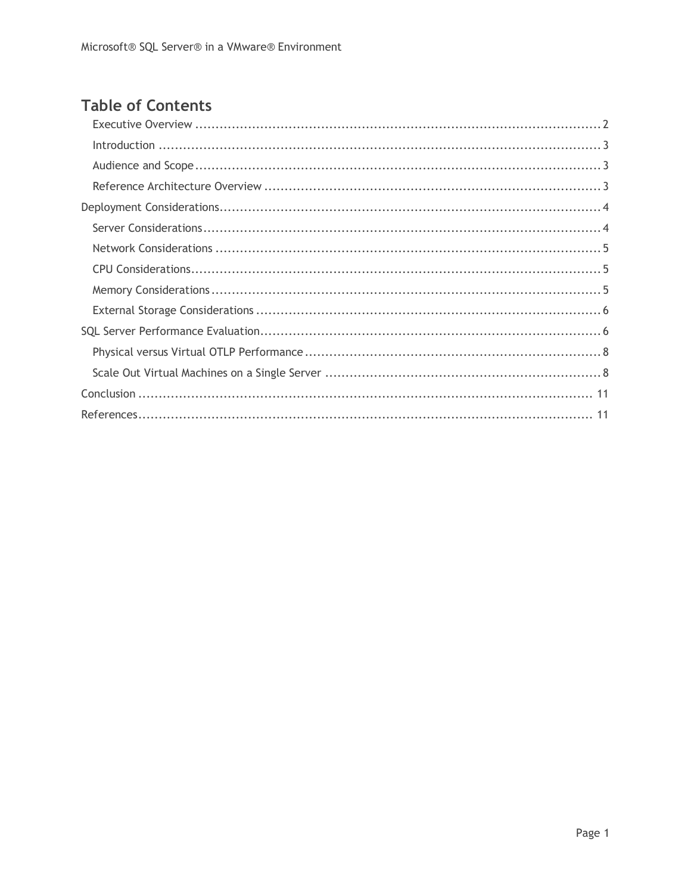## Table of Contents

- Executive Overview ........ 2
- Introduction ........ 3
- Audience and Scope ........ 3
- Reference Architecture Overview ........ 3

Deployment Considerations ........ 4

- Server Considerations ........ 4
- Network Considerations ........ 5
- CPU Considerations ........ 5
- Memory Considerations ........ 5
- External Storage Considerations ........ 6

SQL Server Performance Evaluation ........ 6

- Physical versus Virtual OTLP Performance ........ 8
- Scale Out Virtual Machines on a Single Server ........ 8

Conclusion ........ 11

References ........ 11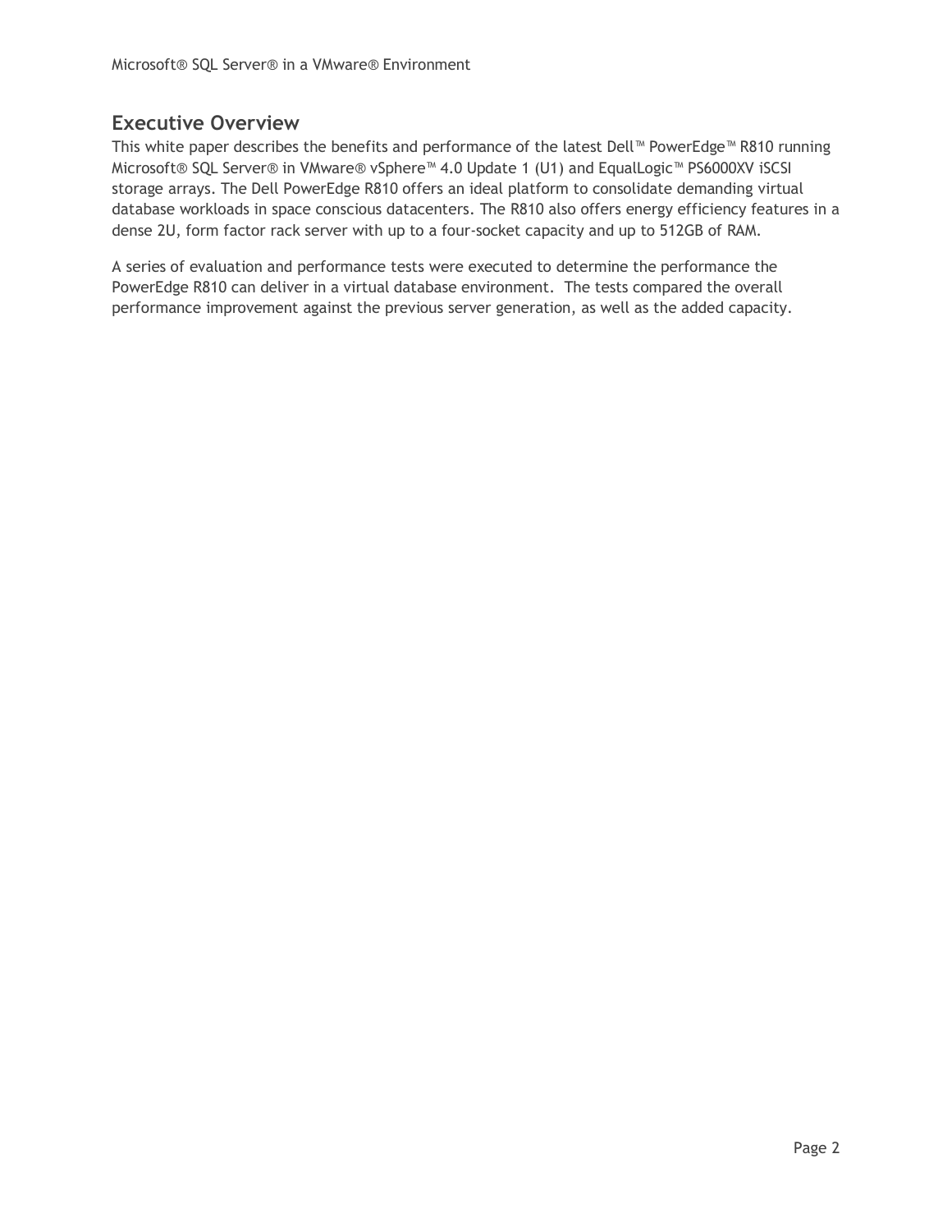## Executive Overview

This white paper describes the benefits and performance of the latest Dell™ PowerEdge™ R810 running Microsoft® SQL Server® in VMware® vSphere™ 4.0 Update 1 (U1) and EqualLogic™ PS6000XV iSCSI storage arrays. The Dell PowerEdge R810 offers an ideal platform to consolidate demanding virtual database workloads in space conscious datacenters. The R810 also offers energy efficiency features in a dense 2U, form factor rack server with up to a four-socket capacity and up to 512GB of RAM.

A series of evaluation and performance tests were executed to determine the performance the PowerEdge R810 can deliver in a virtual database environment. The tests compared the overall performance improvement against the previous server generation, as well as the added capacity.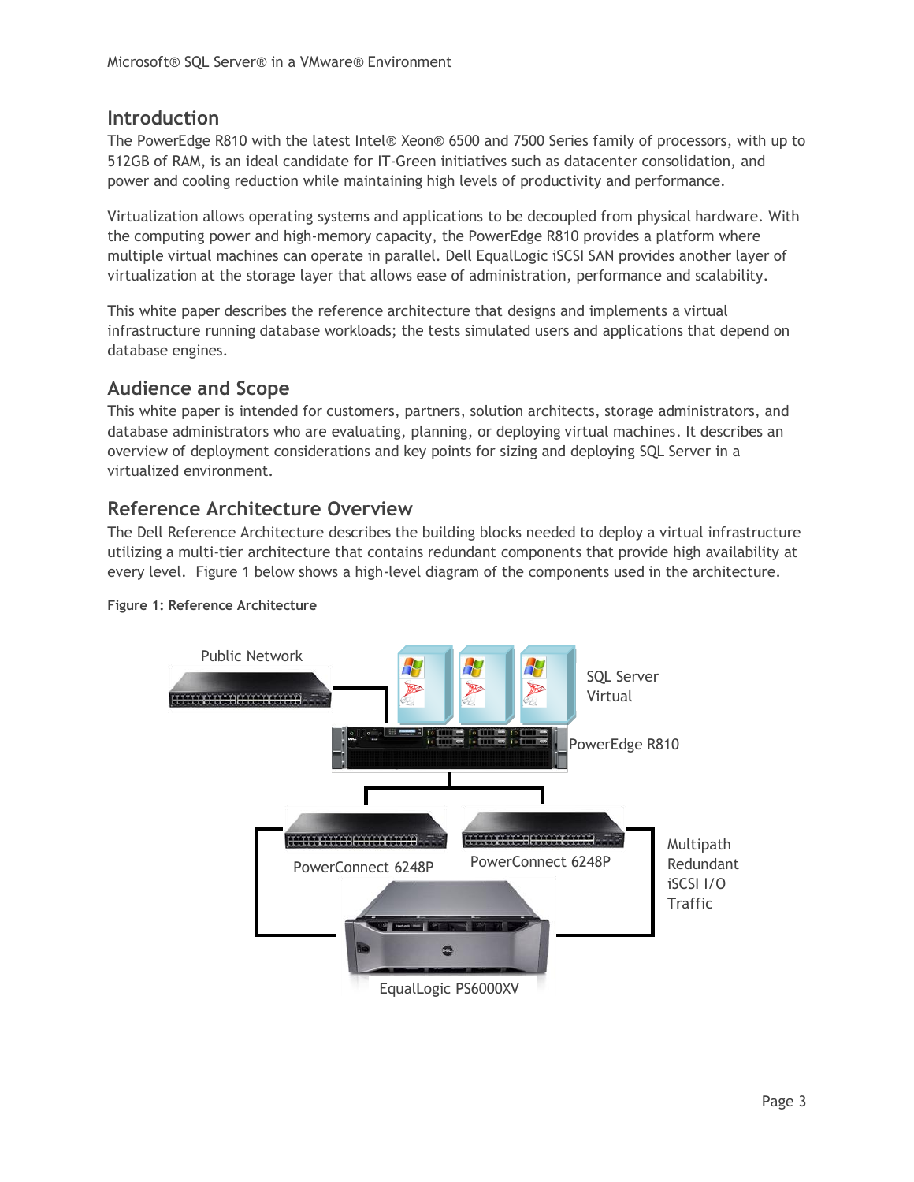## Introduction

The PowerEdge R810 with the latest Intel® Xeon® 6500 and 7500 Series family of processors, with up to 512GB of RAM, is an ideal candidate for IT-Green initiatives such as datacenter consolidation, and power and cooling reduction while maintaining high levels of productivity and performance.

Virtualization allows operating systems and applications to be decoupled from physical hardware. With the computing power and high-memory capacity, the PowerEdge R810 provides a platform where multiple virtual machines can operate in parallel. Dell EqualLogic iSCSI SAN provides another layer of virtualization at the storage layer that allows ease of administration, performance and scalability.

This white paper describes the reference architecture that designs and implements a virtual infrastructure running database workloads; the tests simulated users and applications that depend on database engines.

## Audience and Scope

This white paper is intended for customers, partners, solution architects, storage administrators, and database administrators who are evaluating, planning, or deploying virtual machines. It describes an overview of deployment considerations and key points for sizing and deploying SQL Server in a virtualized environment.

## Reference Architecture Overview

The Dell Reference Architecture describes the building blocks needed to deploy a virtual infrastructure utilizing a multi-tier architecture that contains redundant components that provide high availability at every level. Figure 1 below shows a high-level diagram of the components used in the architecture.

**Figure 1: Reference Architecture**

Public Network

SQL Server Virtual

PowerEdge R810

PowerConnect 6248P

PowerConnect 6248P

Multipath Redundant iSCSI I/O Traffic

EqualLogic PS6000XV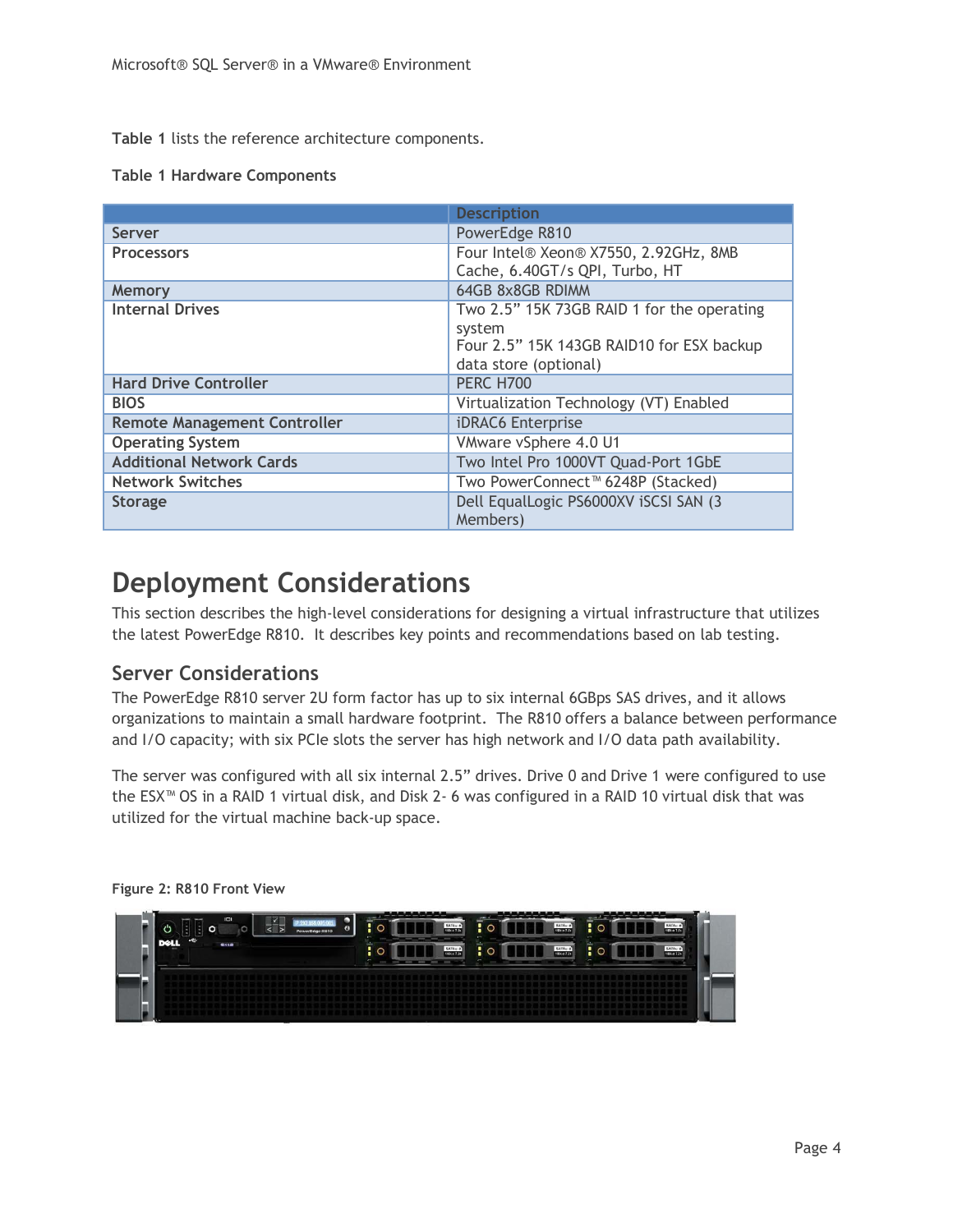**Table 1** lists the reference architecture components.

**Table 1 Hardware Components**

| | Description |
|---|---|
| **Server** | PowerEdge R810 |
| **Processors** | Four Intel® Xeon® X7550, 2.92GHz, 8MB Cache, 6.40GT/s QPI, Turbo, HT |
| **Memory** | 64GB 8x8GB RDIMM |
| **Internal Drives** | Two 2.5" 15K 73GB RAID 1 for the operating system<br>Four 2.5" 15K 143GB RAID10 for ESX backup data store (optional) |
| **Hard Drive Controller** | PERC H700 |
| **BIOS** | Virtualization Technology (VT) Enabled |
| **Remote Management Controller** | iDRAC6 Enterprise |
| **Operating System** | VMware vSphere 4.0 U1 |
| **Additional Network Cards** | Two Intel Pro 1000VT Quad-Port 1GbE |
| **Network Switches** | Two PowerConnect™ 6248P (Stacked) |
| **Storage** | Dell EqualLogic PS6000XV iSCSI SAN (3 Members) |

# Deployment Considerations

This section describes the high-level considerations for designing a virtual infrastructure that utilizes the latest PowerEdge R810. It describes key points and recommendations based on lab testing.

## Server Considerations

The PowerEdge R810 server 2U form factor has up to six internal 6GBps SAS drives, and it allows organizations to maintain a small hardware footprint. The R810 offers a balance between performance and I/O capacity; with six PCIe slots the server has high network and I/O data path availability.

The server was configured with all six internal 2.5" drives. Drive 0 and Drive 1 were configured to use the ESX™ OS in a RAID 1 virtual disk, and Disk 2- 6 was configured in a RAID 10 virtual disk that was utilized for the virtual machine back-up space.

**Figure 2: R810 Front View**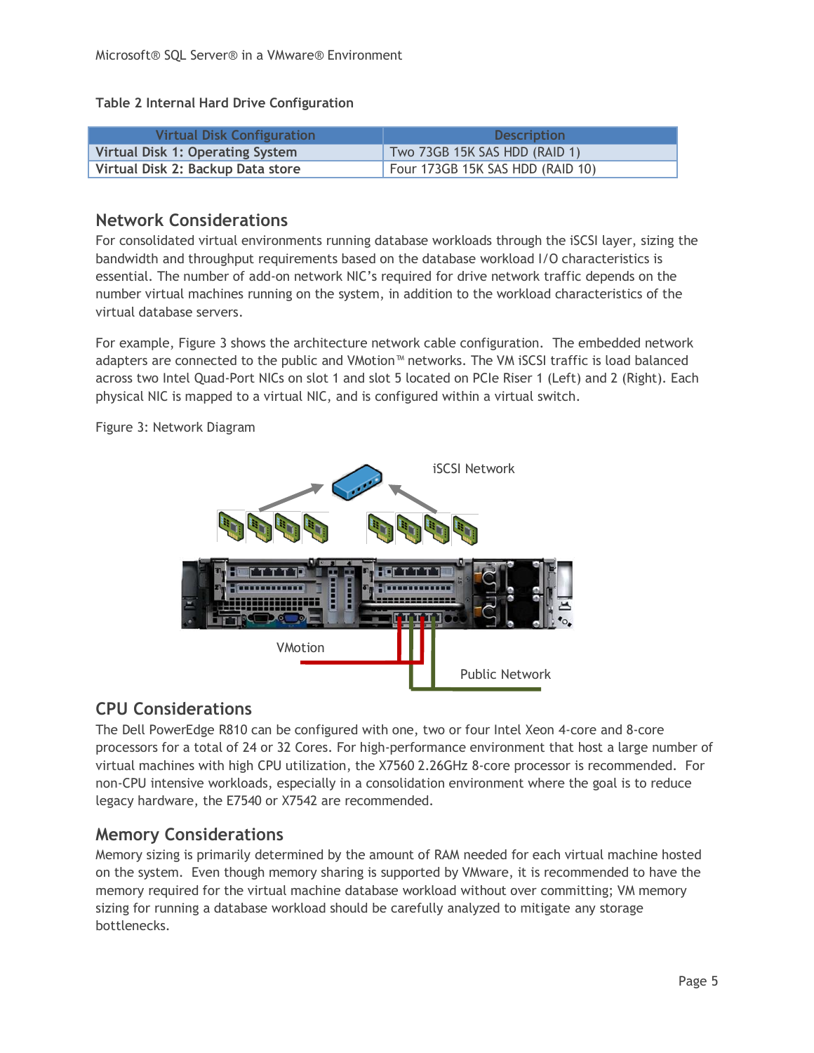**Table 2 Internal Hard Drive Configuration**

| Virtual Disk Configuration | Description |
|---|---|
| **Virtual Disk 1: Operating System** | Two 73GB 15K SAS HDD (RAID 1) |
| **Virtual Disk 2: Backup Data store** | Four 173GB 15K SAS HDD (RAID 10) |

## Network Considerations

For consolidated virtual environments running database workloads through the iSCSI layer, sizing the bandwidth and throughput requirements based on the database workload I/O characteristics is essential. The number of add-on network NIC's required for drive network traffic depends on the number virtual machines running on the system, in addition to the workload characteristics of the virtual database servers.

For example, Figure 3 shows the architecture network cable configuration. The embedded network adapters are connected to the public and VMotion™ networks. The VM iSCSI traffic is load balanced across two Intel Quad-Port NICs on slot 1 and slot 5 located on PCIe Riser 1 (Left) and 2 (Right). Each physical NIC is mapped to a virtual NIC, and is configured within a virtual switch.

Figure 3: Network Diagram

iSCSI Network

VMotion

Public Network

## CPU Considerations

The Dell PowerEdge R810 can be configured with one, two or four Intel Xeon 4-core and 8-core processors for a total of 24 or 32 Cores. For high-performance environment that host a large number of virtual machines with high CPU utilization, the X7560 2.26GHz 8-core processor is recommended. For non-CPU intensive workloads, especially in a consolidation environment where the goal is to reduce legacy hardware, the E7540 or X7542 are recommended.

## Memory Considerations

Memory sizing is primarily determined by the amount of RAM needed for each virtual machine hosted on the system. Even though memory sharing is supported by VMware, it is recommended to have the memory required for the virtual machine database workload without over committing; VM memory sizing for running a database workload should be carefully analyzed to mitigate any storage bottlenecks.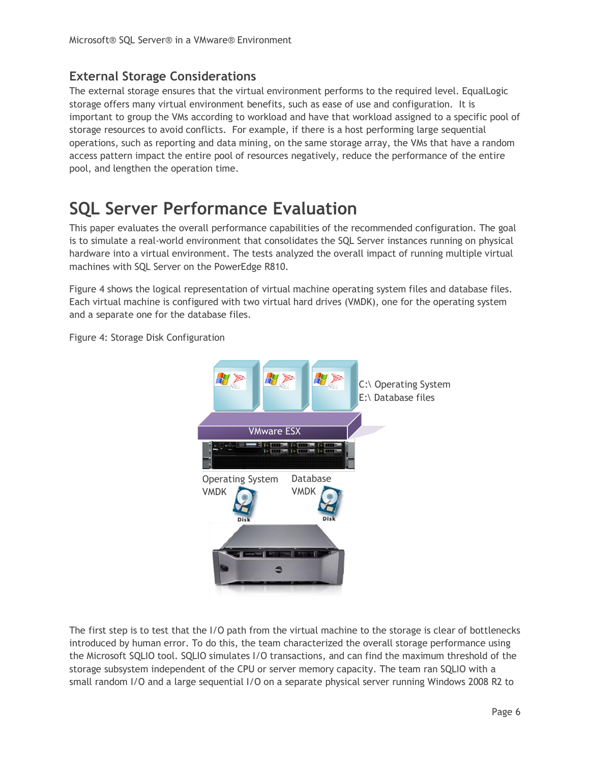## External Storage Considerations

The external storage ensures that the virtual environment performs to the required level. EqualLogic storage offers many virtual environment benefits, such as ease of use and configuration. It is important to group the VMs according to workload and have that workload assigned to a specific pool of storage resources to avoid conflicts. For example, if there is a host performing large sequential operations, such as reporting and data mining, on the same storage array, the VMs that have a random access pattern impact the entire pool of resources negatively, reduce the performance of the entire pool, and lengthen the operation time.

# SQL Server Performance Evaluation

This paper evaluates the overall performance capabilities of the recommended configuration. The goal is to simulate a real-world environment that consolidates the SQL Server instances running on physical hardware into a virtual environment. The tests analyzed the overall impact of running multiple virtual machines with SQL Server on the PowerEdge R810.

Figure 4 shows the logical representation of virtual machine operating system files and database files. Each virtual machine is configured with two virtual hard drives (VMDK), one for the operating system and a separate one for the database files.

Figure 4: Storage Disk Configuration

The first step is to test that the I/O path from the virtual machine to the storage is clear of bottlenecks introduced by human error. To do this, the team characterized the overall storage performance using the Microsoft SQLIO tool. SQLIO simulates I/O transactions, and can find the maximum threshold of the storage subsystem independent of the CPU or server memory capacity. The team ran SQLIO with a small random I/O and a large sequential I/O on a separate physical server running Windows 2008 R2 to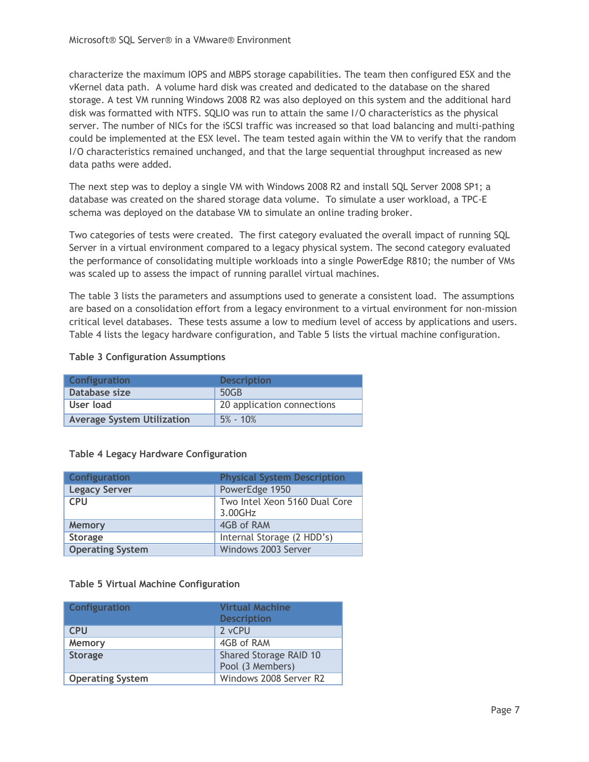characterize the maximum IOPS and MBPS storage capabilities. The team then configured ESX and the vKernel data path. A volume hard disk was created and dedicated to the database on the shared storage. A test VM running Windows 2008 R2 was also deployed on this system and the additional hard disk was formatted with NTFS. SQLIO was run to attain the same I/O characteristics as the physical server. The number of NICs for the iSCSI traffic was increased so that load balancing and multi-pathing could be implemented at the ESX level. The team tested again within the VM to verify that the random I/O characteristics remained unchanged, and that the large sequential throughput increased as new data paths were added.

The next step was to deploy a single VM with Windows 2008 R2 and install SQL Server 2008 SP1; a database was created on the shared storage data volume. To simulate a user workload, a TPC-E schema was deployed on the database VM to simulate an online trading broker.

Two categories of tests were created. The first category evaluated the overall impact of running SQL Server in a virtual environment compared to a legacy physical system. The second category evaluated the performance of consolidating multiple workloads into a single PowerEdge R810; the number of VMs was scaled up to assess the impact of running parallel virtual machines.

The table 3 lists the parameters and assumptions used to generate a consistent load. The assumptions are based on a consolidation effort from a legacy environment to a virtual environment for non-mission critical level databases. These tests assume a low to medium level of access by applications and users. Table 4 lists the legacy hardware configuration, and Table 5 lists the virtual machine configuration.

**Table 3 Configuration Assumptions**

| Configuration | Description |
|---|---|
| **Database size** | 50GB |
| **User load** | 20 application connections |
| **Average System Utilization** | 5% - 10% |

**Table 4 Legacy Hardware Configuration**

| Configuration | Physical System Description |
|---|---|
| **Legacy Server** | PowerEdge 1950 |
| **CPU** | Two Intel Xeon 5160 Dual Core 3.00GHz |
| **Memory** | 4GB of RAM |
| **Storage** | Internal Storage (2 HDD's) |
| **Operating System** | Windows 2003 Server |

**Table 5 Virtual Machine Configuration**

| Configuration | Virtual Machine Description |
|---|---|
| **CPU** | 2 vCPU |
| **Memory** | 4GB of RAM |
| **Storage** | Shared Storage RAID 10 Pool (3 Members) |
| **Operating System** | Windows 2008 Server R2 |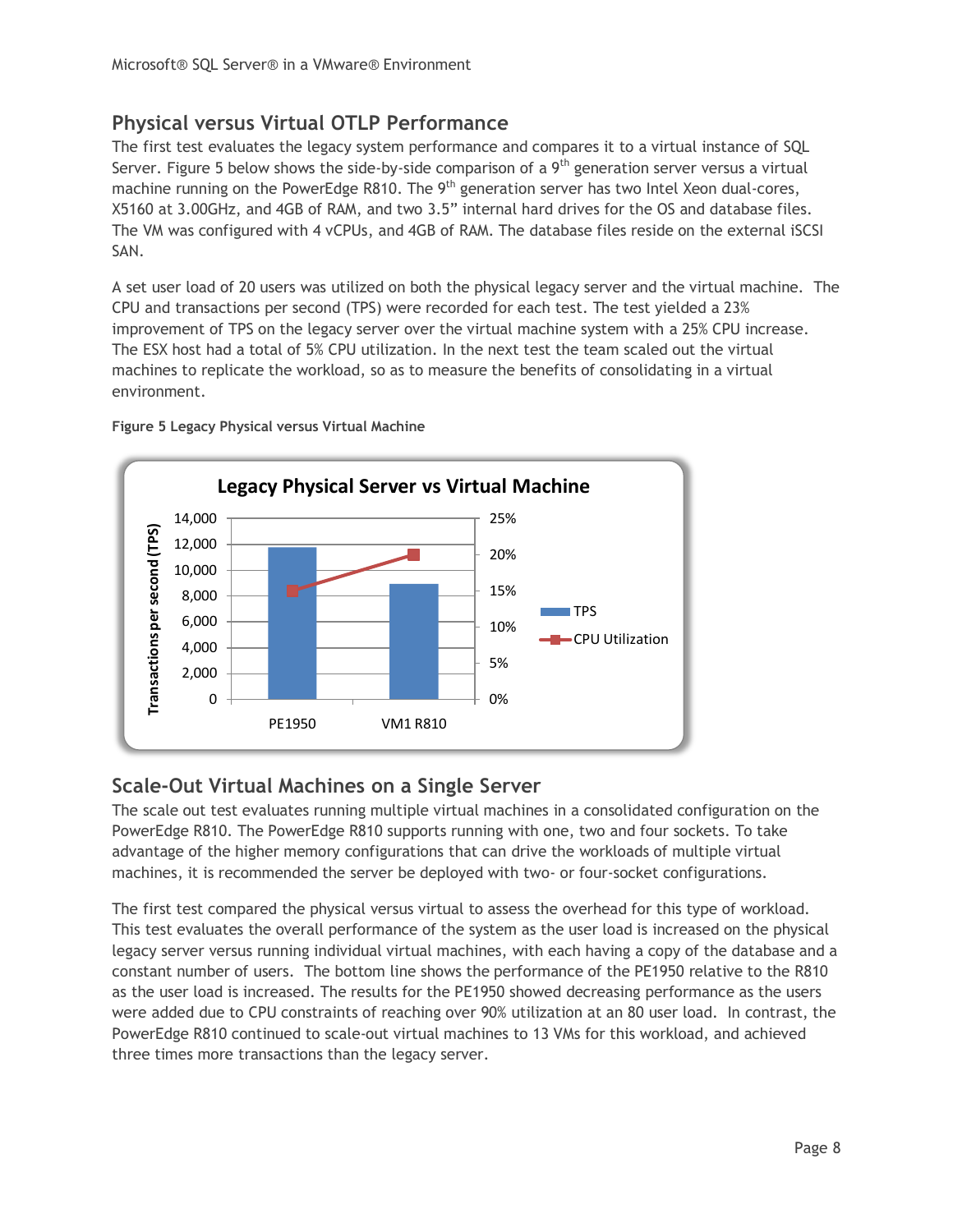## Physical versus Virtual OTLP Performance

The first test evaluates the legacy system performance and compares it to a virtual instance of SQL Server. Figure 5 below shows the side-by-side comparison of a 9th generation server versus a virtual machine running on the PowerEdge R810. The 9th generation server has two Intel Xeon dual-cores, X5160 at 3.00GHz, and 4GB of RAM, and two 3.5" internal hard drives for the OS and database files. The VM was configured with 4 vCPUs, and 4GB of RAM. The database files reside on the external iSCSI SAN.

A set user load of 20 users was utilized on both the physical legacy server and the virtual machine. The CPU and transactions per second (TPS) were recorded for each test. The test yielded a 23% improvement of TPS on the legacy server over the virtual machine system with a 25% CPU increase. The ESX host had a total of 5% CPU utilization. In the next test the team scaled out the virtual machines to replicate the workload, so as to measure the benefits of consolidating in a virtual environment.

**Figure 5 Legacy Physical versus Virtual Machine**

**Legacy Physical Server vs Virtual Machine**

## Scale-Out Virtual Machines on a Single Server

The scale out test evaluates running multiple virtual machines in a consolidated configuration on the PowerEdge R810. The PowerEdge R810 supports running with one, two and four sockets. To take advantage of the higher memory configurations that can drive the workloads of multiple virtual machines, it is recommended the server be deployed with two- or four-socket configurations.

The first test compared the physical versus virtual to assess the overhead for this type of workload. This test evaluates the overall performance of the system as the user load is increased on the physical legacy server versus running individual virtual machines, with each having a copy of the database and a constant number of users. The bottom line shows the performance of the PE1950 relative to the R810 as the user load is increased. The results for the PE1950 showed decreasing performance as the users were added due to CPU constraints of reaching over 90% utilization at an 80 user load. In contrast, the PowerEdge R810 continued to scale-out virtual machines to 13 VMs for this workload, and achieved three times more transactions than the legacy server.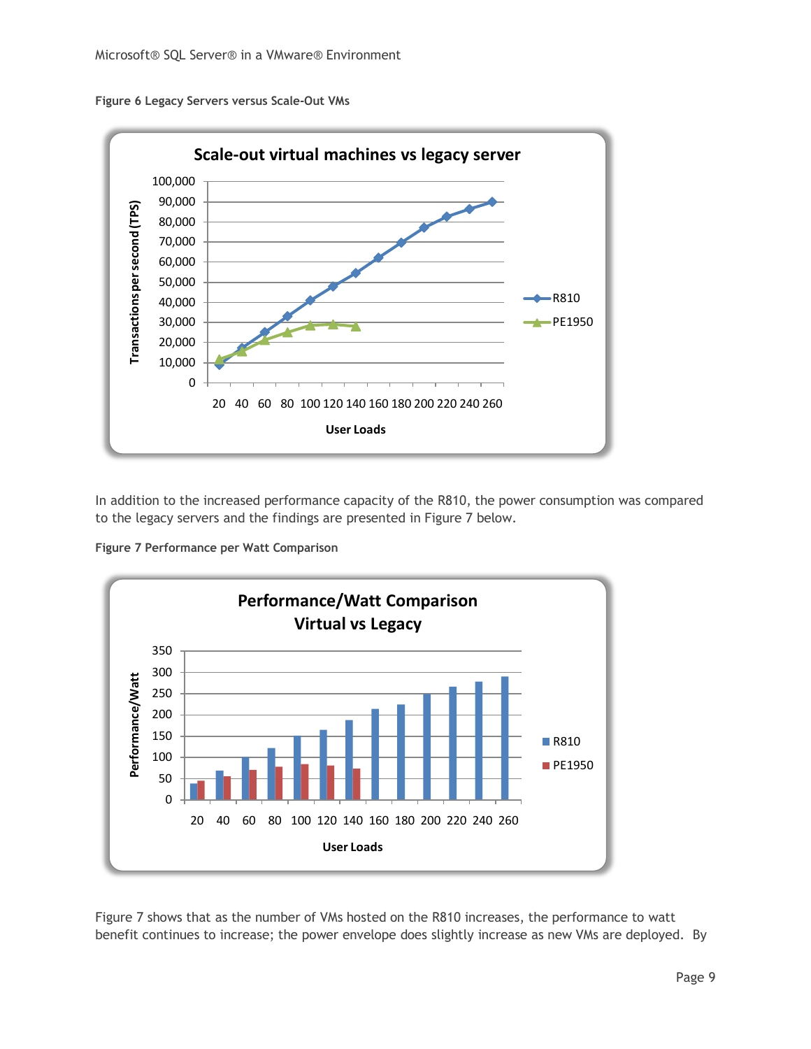**Figure 6 Legacy Servers versus Scale-Out VMs**

In addition to the increased performance capacity of the R810, the power consumption was compared to the legacy servers and the findings are presented in Figure 7 below.

**Figure 7 Performance per Watt Comparison**

Figure 7 shows that as the number of VMs hosted on the R810 increases, the performance to watt benefit continues to increase; the power envelope does slightly increase as new VMs are deployed. By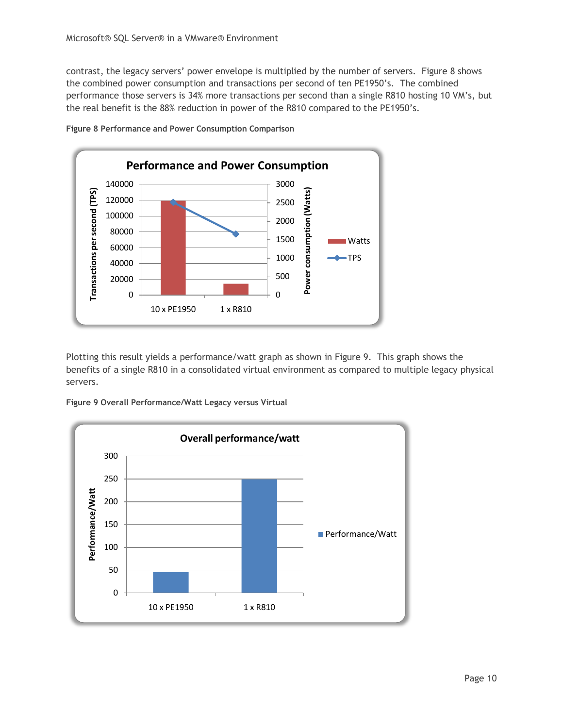contrast, the legacy servers' power envelope is multiplied by the number of servers. Figure 8 shows the combined power consumption and transactions per second of ten PE1950's. The combined performance those servers is 34% more transactions per second than a single R810 hosting 10 VM's, but the real benefit is the 88% reduction in power of the R810 compared to the PE1950's.

**Figure 8 Performance and Power Consumption Comparison**

Plotting this result yields a performance/watt graph as shown in Figure 9. This graph shows the benefits of a single R810 in a consolidated virtual environment as compared to multiple legacy physical servers.

**Figure 9 Overall Performance/Watt Legacy versus Virtual**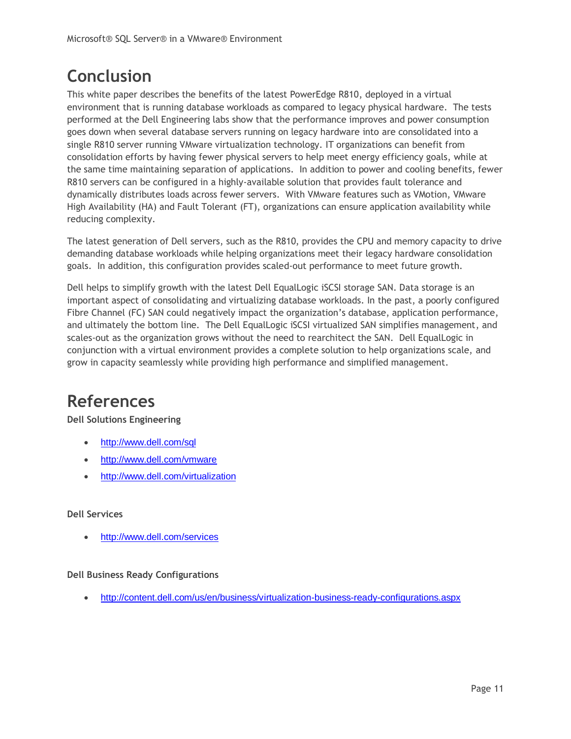# Conclusion

This white paper describes the benefits of the latest PowerEdge R810, deployed in a virtual environment that is running database workloads as compared to legacy physical hardware. The tests performed at the Dell Engineering labs show that the performance improves and power consumption goes down when several database servers running on legacy hardware into are consolidated into a single R810 server running VMware virtualization technology. IT organizations can benefit from consolidation efforts by having fewer physical servers to help meet energy efficiency goals, while at the same time maintaining separation of applications. In addition to power and cooling benefits, fewer R810 servers can be configured in a highly-available solution that provides fault tolerance and dynamically distributes loads across fewer servers. With VMware features such as VMotion, VMware High Availability (HA) and Fault Tolerant (FT), organizations can ensure application availability while reducing complexity.

The latest generation of Dell servers, such as the R810, provides the CPU and memory capacity to drive demanding database workloads while helping organizations meet their legacy hardware consolidation goals. In addition, this configuration provides scaled-out performance to meet future growth.

Dell helps to simplify growth with the latest Dell EqualLogic iSCSI storage SAN. Data storage is an important aspect of consolidating and virtualizing database workloads. In the past, a poorly configured Fibre Channel (FC) SAN could negatively impact the organization's database, application performance, and ultimately the bottom line. The Dell EqualLogic iSCSI virtualized SAN simplifies management, and scales-out as the organization grows without the need to rearchitect the SAN. Dell EqualLogic in conjunction with a virtual environment provides a complete solution to help organizations scale, and grow in capacity seamlessly while providing high performance and simplified management.

# References

**Dell Solutions Engineering**

- http://www.dell.com/sql
- http://www.dell.com/vmware
- http://www.dell.com/virtualization

**Dell Services**

- http://www.dell.com/services

**Dell Business Ready Configurations**

- http://content.dell.com/us/en/business/virtualization-business-ready-configurations.aspx